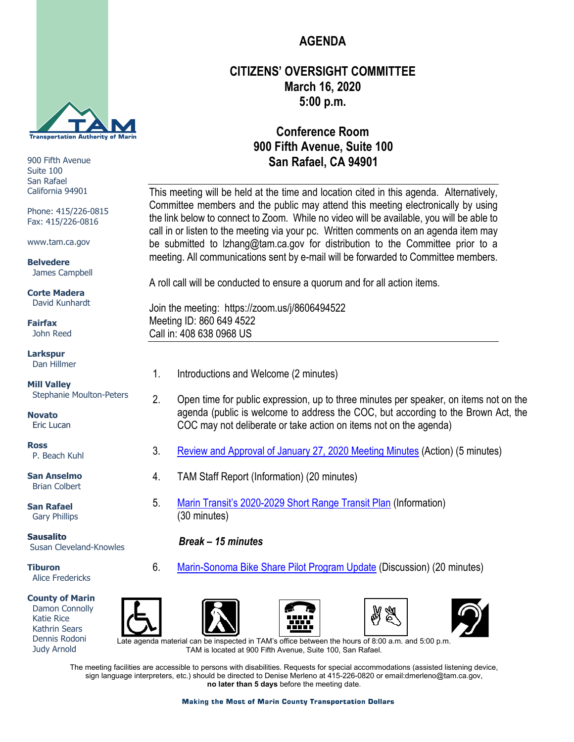# AGENDA

## CITIZENS' OVERSIGHT COMMITTEE
## March 16, 2020
## 5:00 p.m.

### Conference Room
### 900 Fifth Avenue, Suite 100
### San Rafael, CA 94901

Transportation Authority of Marin

900 Fifth Avenue
Suite 100
San Rafael
California 94901

Phone: 415/226-0815
Fax: 415/226-0816

www.tam.ca.gov

**Belvedere**
James Campbell

**Corte Madera**
David Kunhardt

**Fairfax**
John Reed

**Larkspur**
Dan Hillmer

**Mill Valley**
Stephanie Moulton-Peters

**Novato**
Eric Lucan

**Ross**
P. Beach Kuhl

**San Anselmo**
Brian Colbert

**San Rafael**
Gary Phillips

**Sausalito**
Susan Cleveland-Knowles

**Tiburon**
Alice Fredericks

**County of Marin**
Damon Connolly
Katie Rice
Kathrin Sears
Dennis Rodoni
Judy Arnold

---

This meeting will be held at the time and location cited in this agenda. Alternatively, Committee members and the public may attend this meeting electronically by using the link below to connect to Zoom. While no video will be available, you will be able to call in or listen to the meeting via your pc. Written comments on an agenda item may be submitted to lzhang@tam.ca.gov for distribution to the Committee prior to a meeting. All communications sent by e-mail will be forwarded to Committee members.

A roll call will be conducted to ensure a quorum and for all action items.

Join the meeting: https://zoom.us/j/8606494522
Meeting ID: 860 649 4522
Call in: 408 638 0968 US

---

1. Introductions and Welcome (2 minutes)
2. Open time for public expression, up to three minutes per speaker, on items not on the agenda (public is welcome to address the COC, but according to the Brown Act, the COC may not deliberate or take action on items not on the agenda)
3. Review and Approval of January 27, 2020 Meeting Minutes (Action) (5 minutes)
4. TAM Staff Report (Information) (20 minutes)
5. Marin Transit's 2020-2029 Short Range Transit Plan (Information) (30 minutes)

***Break – 15 minutes***

6. Marin-Sonoma Bike Share Pilot Program Update (Discussion) (20 minutes)

Late agenda material can be inspected in TAM's office between the hours of 8:00 a.m. and 5:00 p.m. TAM is located at 900 Fifth Avenue, Suite 100, San Rafael.

The meeting facilities are accessible to persons with disabilities. Requests for special accommodations (assisted listening device, sign language interpreters, etc.) should be directed to Denise Merleno at 415-226-0820 or email:dmerleno@tam.ca.gov, **no later than 5 days** before the meeting date.

**Making the Most of Marin County Transportation Dollars**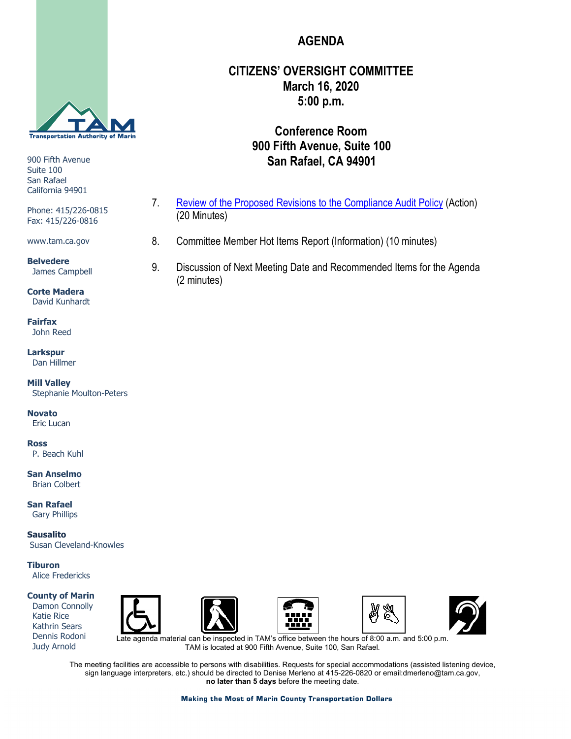# AGENDA

## CITIZENS' OVERSIGHT COMMITTEE
## March 16, 2020
## 5:00 p.m.

### Conference Room
### 900 Fifth Avenue, Suite 100
### San Rafael, CA 94901

Transportation Authority of Marin

900 Fifth Avenue
Suite 100
San Rafael
California 94901

Phone: 415/226-0815
Fax: 415/226-0816

www.tam.ca.gov

**Belvedere**
James Campbell

**Corte Madera**
David Kunhardt

**Fairfax**
John Reed

**Larkspur**
Dan Hillmer

**Mill Valley**
Stephanie Moulton-Peters

**Novato**
Eric Lucan

**Ross**
P. Beach Kuhl

**San Anselmo**
Brian Colbert

**San Rafael**
Gary Phillips

**Sausalito**
Susan Cleveland-Knowles

**Tiburon**
Alice Fredericks

**County of Marin**
Damon Connolly
Katie Rice
Kathrin Sears
Dennis Rodoni
Judy Arnold

7. Review of the Proposed Revisions to the Compliance Audit Policy (Action) (20 Minutes)

8. Committee Member Hot Items Report (Information) (10 minutes)

9. Discussion of Next Meeting Date and Recommended Items for the Agenda (2 minutes)

Late agenda material can be inspected in TAM's office between the hours of 8:00 a.m. and 5:00 p.m. TAM is located at 900 Fifth Avenue, Suite 100, San Rafael.

The meeting facilities are accessible to persons with disabilities. Requests for special accommodations (assisted listening device, sign language interpreters, etc.) should be directed to Denise Merleno at 415-226-0820 or email:dmerleno@tam.ca.gov, **no later than 5 days** before the meeting date.

**Making the Most of Marin County Transportation Dollars**